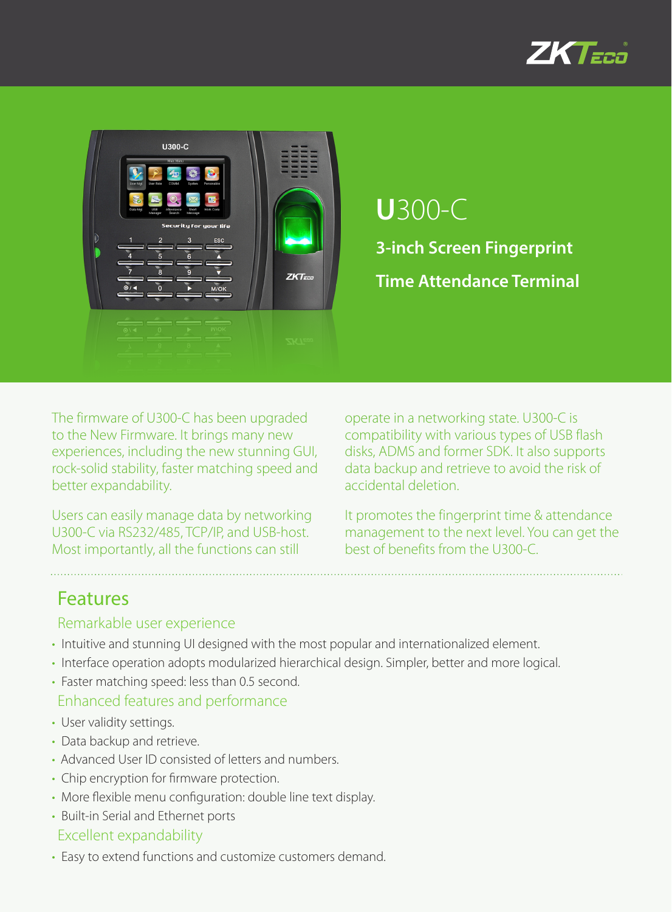# U300-C

## 3-inch Screen Fingerprint Time Attendance Terminal

The firmware of U300-C has been upgraded to the New Firmware. It brings many new experiences, including the new stunning GUI, rock-solid stability, faster matching speed and better expandability.

Users can easily manage data by networking U300-C via RS232/485, TCP/IP, and USB-host. Most importantly, all the functions can still operate in a networking state. U300-C is compatibility with various types of USB flash disks, ADMS and former SDK. It also supports data backup and retrieve to avoid the risk of accidental deletion.

It promotes the fingerprint time & attendance management to the next level. You can get the best of benefits from the U300-C.

## Features

### Remarkable user experience

- Intuitive and stunning UI designed with the most popular and internationalized element.
- Interface operation adopts modularized hierarchical design. Simpler, better and more logical.
- Faster matching speed: less than 0.5 second.

### Enhanced features and performance

- User validity settings.
- Data backup and retrieve.
- Advanced User ID consisted of letters and numbers.
- Chip encryption for firmware protection.
- More flexible menu configuration: double line text display.
- Built-in Serial and Ethernet ports

### Excellent expandability

- Easy to extend functions and customize customers demand.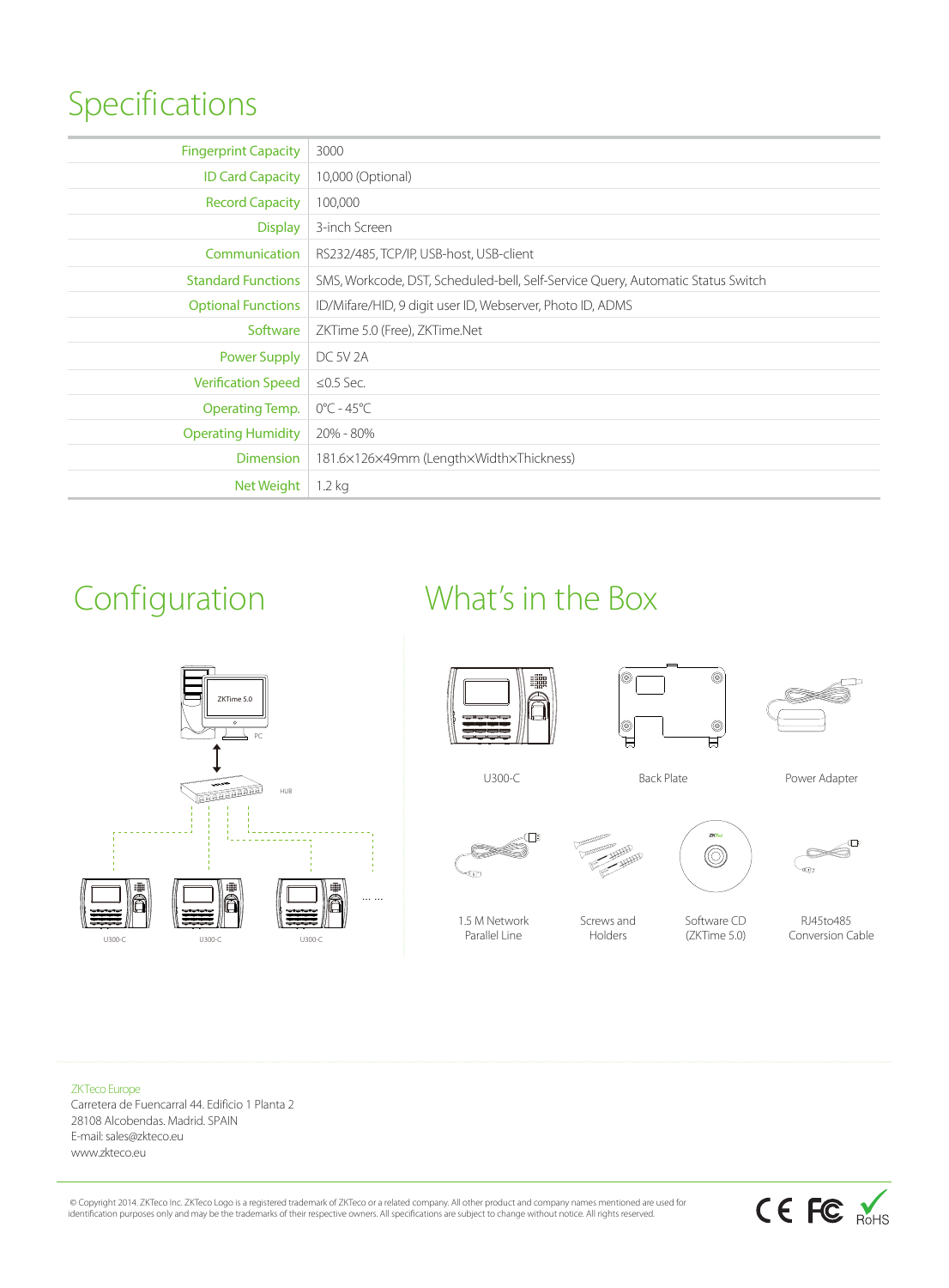# Specifications

| | |
|---|---|
| Fingerprint Capacity | 3000 |
| ID Card Capacity | 10,000 (Optional) |
| Record Capacity | 100,000 |
| Display | 3-inch Screen |
| Communication | RS232/485, TCP/IP, USB-host, USB-client |
| Standard Functions | SMS, Workcode, DST, Scheduled-bell, Self-Service Query, Automatic Status Switch |
| Optional Functions | ID/Mifare/HID, 9 digit user ID, Webserver, Photo ID, ADMS |
| Software | ZKTime 5.0 (Free), ZKTime.Net |
| Power Supply | DC 5V 2A |
| Verification Speed | ≤0.5 Sec. |
| Operating Temp. | 0℃ - 45℃ |
| Operating Humidity | 20% - 80% |
| Dimension | 181.6×126×49mm (Length×Width×Thickness) |
| Net Weight | 1.2 kg |

# Configuration

ZKTime 5.0

PC

HUB

U300-C

U300-C

U300-C

... ...

# What's in the Box

U300-C

Back Plate

Power Adapter

1.5 M Network Parallel Line

Screws and Holders

Software CD (ZKTime 5.0)

RJ45to485 Conversion Cable

ZKTeco Europe
Carretera de Fuencarral 44. Edificio 1 Planta 2
28108 Alcobendas. Madrid. SPAIN
E-mail: sales@zkteco.eu
www.zkteco.eu

© Copyright 2014. ZKTeco Inc. ZKTeco Logo is a registered trademark of ZKTeco or a related company. All other product and company names mentioned are used for identification purposes only and may be the trademarks of their respective owners. All specifications are subject to change without notice. All rights reserved.

CE FC RoHS